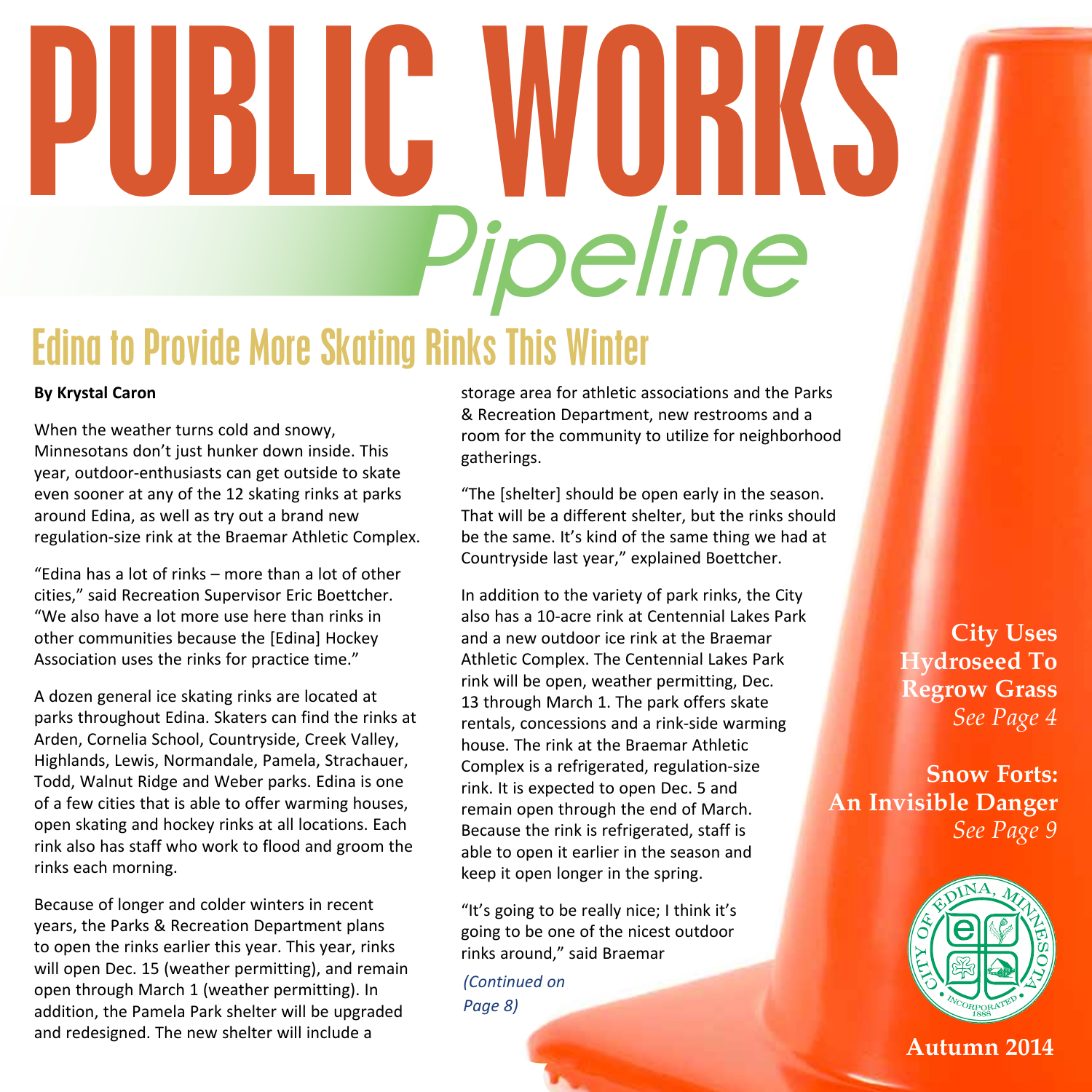# PUBLIC WORKS *Pipeline*

## Edina to Provide More Skating Rinks This Winter

**By Krystal Caron**

When the weather turns cold and snowy, Minnesotans don't just hunker down inside. This year, outdoor-enthusiasts can get outside to skate even sooner at any of the 12 skating rinks at parks around Edina, as well as try out a brand new regulation-size rink at the Braemar Athletic Complex.

"Edina has a lot of rinks – more than a lot of other cities," said Recreation Supervisor Eric Boettcher. "We also have a lot more use here than rinks in other communities because the [Edina] Hockey Association uses the rinks for practice time."

A dozen general ice skating rinks are located at parks throughout Edina. Skaters can find the rinks at Arden, Cornelia School, Countryside, Creek Valley, Highlands, Lewis, Normandale, Pamela, Strachauer, Todd, Walnut Ridge and Weber parks. Edina is one of a few cities that is able to offer warming houses, open skating and hockey rinks at all locations. Each rink also has staff who work to flood and groom the rinks each morning.

Because of longer and colder winters in recent years, the Parks & Recreation Department plans to open the rinks earlier this year. This year, rinks will open Dec. 15 (weather permitting), and remain open through March 1 (weather permitting). In addition, the Pamela Park shelter will be upgraded and redesigned. The new shelter will include a storage area for athletic associations and the Parks & Recreation Department, new restrooms and a room for the community to utilize for neighborhood gatherings.

"The [shelter] should be open early in the season. That will be a different shelter, but the rinks should be the same. It's kind of the same thing we had at Countryside last year," explained Boettcher.

In addition to the variety of park rinks, the City also has a 10-acre rink at Centennial Lakes Park and a new outdoor ice rink at the Braemar Athletic Complex. The Centennial Lakes Park rink will be open, weather permitting, Dec. 13 through March 1. The park offers skate rentals, concessions and a rink-side warming house. The rink at the Braemar Athletic Complex is a refrigerated, regulation-size rink. It is expected to open Dec. 5 and remain open through the end of March. Because the rink is refrigerated, staff is able to open it earlier in the season and keep it open longer in the spring.

"It's going to be really nice; I think it's going to be one of the nicest outdoor rinks around," said Braemar

*(Continued on Page 8)*

**City Uses Hydroseed To Regrow Grass**
*See Page 4*

**Snow Forts: An Invisible Danger**
*See Page 9*

**Autumn 2014**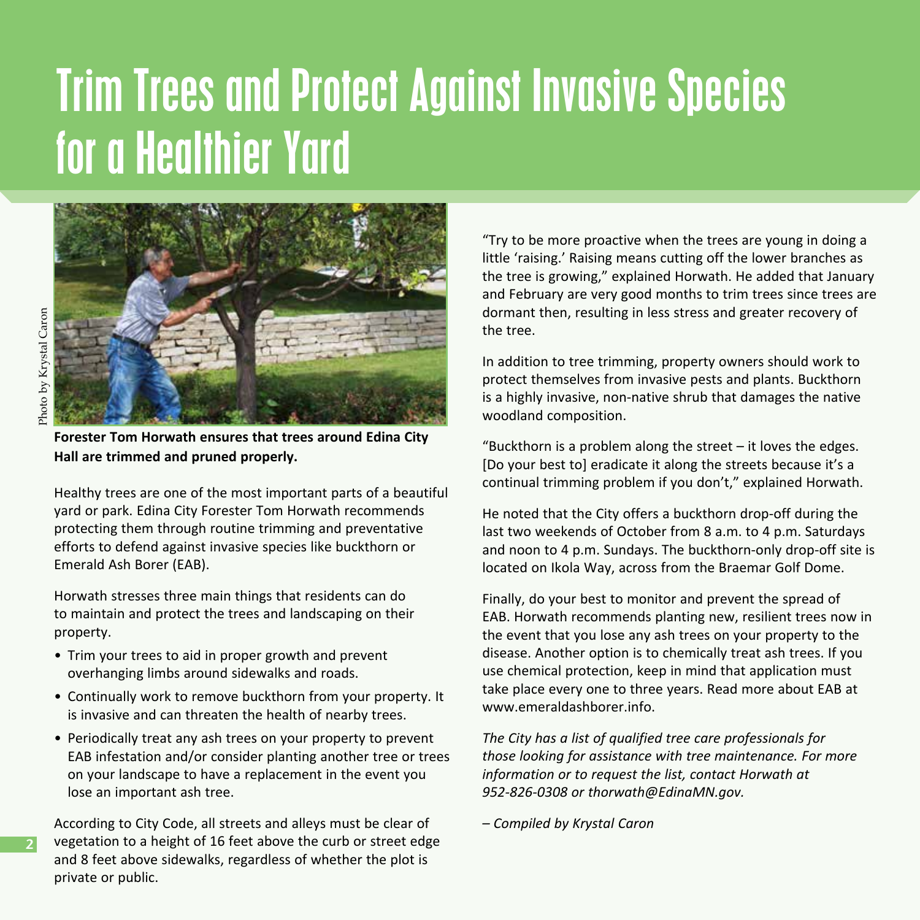# Trim Trees and Protect Against Invasive Species for a Healthier Yard

Photo by Krystal Caron

**Forester Tom Horwath ensures that trees around Edina City Hall are trimmed and pruned properly.**

Healthy trees are one of the most important parts of a beautiful yard or park. Edina City Forester Tom Horwath recommends protecting them through routine trimming and preventative efforts to defend against invasive species like buckthorn or Emerald Ash Borer (EAB).

Horwath stresses three main things that residents can do to maintain and protect the trees and landscaping on their property.

- Trim your trees to aid in proper growth and prevent overhanging limbs around sidewalks and roads.
- Continually work to remove buckthorn from your property. It is invasive and can threaten the health of nearby trees.
- Periodically treat any ash trees on your property to prevent EAB infestation and/or consider planting another tree or trees on your landscape to have a replacement in the event you lose an important ash tree.

According to City Code, all streets and alleys must be clear of vegetation to a height of 16 feet above the curb or street edge and 8 feet above sidewalks, regardless of whether the plot is private or public.

"Try to be more proactive when the trees are young in doing a little 'raising.' Raising means cutting off the lower branches as the tree is growing," explained Horwath. He added that January and February are very good months to trim trees since trees are dormant then, resulting in less stress and greater recovery of the tree.

In addition to tree trimming, property owners should work to protect themselves from invasive pests and plants. Buckthorn is a highly invasive, non-native shrub that damages the native woodland composition.

"Buckthorn is a problem along the street – it loves the edges. [Do your best to] eradicate it along the streets because it's a continual trimming problem if you don't," explained Horwath.

He noted that the City offers a buckthorn drop-off during the last two weekends of October from 8 a.m. to 4 p.m. Saturdays and noon to 4 p.m. Sundays. The buckthorn-only drop-off site is located on Ikola Way, across from the Braemar Golf Dome.

Finally, do your best to monitor and prevent the spread of EAB. Horwath recommends planting new, resilient trees now in the event that you lose any ash trees on your property to the disease. Another option is to chemically treat ash trees. If you use chemical protection, keep in mind that application must take place every one to three years. Read more about EAB at www.emeraldashborer.info.

*The City has a list of qualified tree care professionals for those looking for assistance with tree maintenance. For more information or to request the list, contact Horwath at 952-826-0308 or thorwath@EdinaMN.gov.*

*– Compiled by Krystal Caron*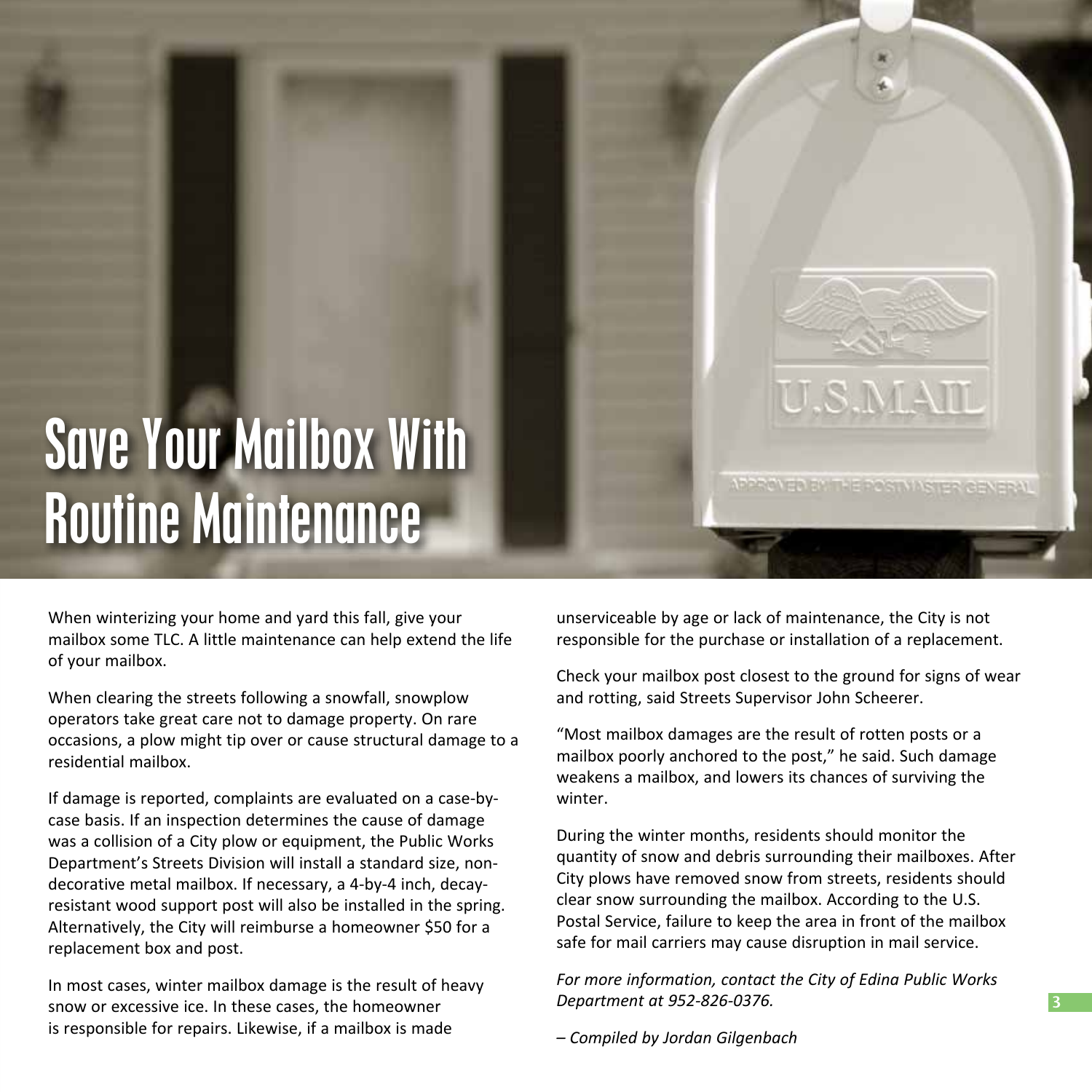# Save Your Mailbox With Routine Maintenance

When winterizing your home and yard this fall, give your mailbox some TLC. A little maintenance can help extend the life of your mailbox.

When clearing the streets following a snowfall, snowplow operators take great care not to damage property. On rare occasions, a plow might tip over or cause structural damage to a residential mailbox.

If damage is reported, complaints are evaluated on a case-by-case basis. If an inspection determines the cause of damage was a collision of a City plow or equipment, the Public Works Department's Streets Division will install a standard size, non-decorative metal mailbox. If necessary, a 4-by-4 inch, decay-resistant wood support post will also be installed in the spring. Alternatively, the City will reimburse a homeowner $50 for a replacement box and post.

In most cases, winter mailbox damage is the result of heavy snow or excessive ice. In these cases, the homeowner is responsible for repairs. Likewise, if a mailbox is made unserviceable by age or lack of maintenance, the City is not responsible for the purchase or installation of a replacement.

Check your mailbox post closest to the ground for signs of wear and rotting, said Streets Supervisor John Scheerer.

"Most mailbox damages are the result of rotten posts or a mailbox poorly anchored to the post," he said. Such damage weakens a mailbox, and lowers its chances of surviving the winter.

During the winter months, residents should monitor the quantity of snow and debris surrounding their mailboxes. After City plows have removed snow from streets, residents should clear snow surrounding the mailbox. According to the U.S. Postal Service, failure to keep the area in front of the mailbox safe for mail carriers may cause disruption in mail service.

*For more information, contact the City of Edina Public Works Department at 952-826-0376.*

*– Compiled by Jordan Gilgenbach*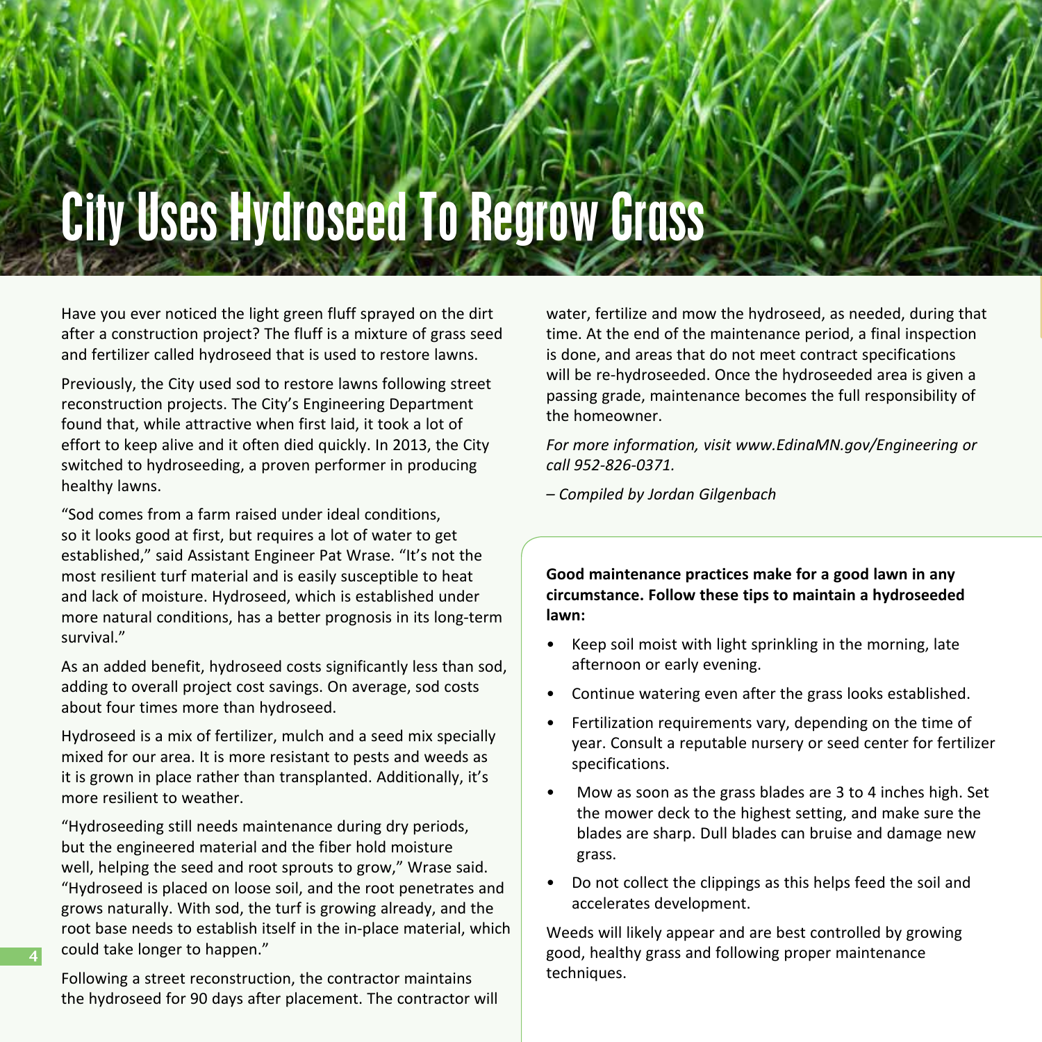# City Uses Hydroseed To Regrow Grass

Have you ever noticed the light green fluff sprayed on the dirt after a construction project? The fluff is a mixture of grass seed and fertilizer called hydroseed that is used to restore lawns.

Previously, the City used sod to restore lawns following street reconstruction projects. The City's Engineering Department found that, while attractive when first laid, it took a lot of effort to keep alive and it often died quickly. In 2013, the City switched to hydroseeding, a proven performer in producing healthy lawns.

"Sod comes from a farm raised under ideal conditions, so it looks good at first, but requires a lot of water to get established," said Assistant Engineer Pat Wrase. "It's not the most resilient turf material and is easily susceptible to heat and lack of moisture. Hydroseed, which is established under more natural conditions, has a better prognosis in its long-term survival."

As an added benefit, hydroseed costs significantly less than sod, adding to overall project cost savings. On average, sod costs about four times more than hydroseed.

Hydroseed is a mix of fertilizer, mulch and a seed mix specially mixed for our area. It is more resistant to pests and weeds as it is grown in place rather than transplanted. Additionally, it's more resilient to weather.

"Hydroseeding still needs maintenance during dry periods, but the engineered material and the fiber hold moisture well, helping the seed and root sprouts to grow," Wrase said. "Hydroseed is placed on loose soil, and the root penetrates and grows naturally. With sod, the turf is growing already, and the root base needs to establish itself in the in-place material, which could take longer to happen."

Following a street reconstruction, the contractor maintains the hydroseed for 90 days after placement. The contractor will water, fertilize and mow the hydroseed, as needed, during that time. At the end of the maintenance period, a final inspection is done, and areas that do not meet contract specifications will be re-hydroseeded. Once the hydroseeded area is given a passing grade, maintenance becomes the full responsibility of the homeowner.

*For more information, visit www.EdinaMN.gov/Engineering or call 952-826-0371.*

*– Compiled by Jordan Gilgenbach*

**Good maintenance practices make for a good lawn in any circumstance. Follow these tips to maintain a hydroseeded lawn:**

- Keep soil moist with light sprinkling in the morning, late afternoon or early evening.
- Continue watering even after the grass looks established.
- Fertilization requirements vary, depending on the time of year. Consult a reputable nursery or seed center for fertilizer specifications.
- Mow as soon as the grass blades are 3 to 4 inches high. Set the mower deck to the highest setting, and make sure the blades are sharp. Dull blades can bruise and damage new grass.
- Do not collect the clippings as this helps feed the soil and accelerates development.

Weeds will likely appear and are best controlled by growing good, healthy grass and following proper maintenance techniques.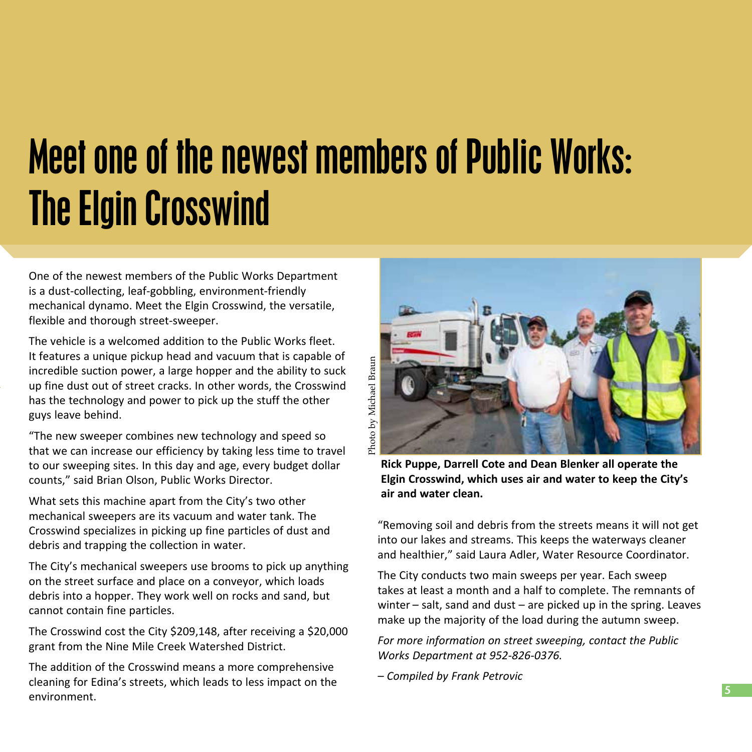# Meet one of the newest members of Public Works: The Elgin Crosswind

One of the newest members of the Public Works Department is a dust-collecting, leaf-gobbling, environment-friendly mechanical dynamo. Meet the Elgin Crosswind, the versatile, flexible and thorough street-sweeper.

The vehicle is a welcomed addition to the Public Works fleet. It features a unique pickup head and vacuum that is capable of incredible suction power, a large hopper and the ability to suck up fine dust out of street cracks. In other words, the Crosswind has the technology and power to pick up the stuff the other guys leave behind.

"The new sweeper combines new technology and speed so that we can increase our efficiency by taking less time to travel to our sweeping sites. In this day and age, every budget dollar counts," said Brian Olson, Public Works Director.

What sets this machine apart from the City's two other mechanical sweepers are its vacuum and water tank. The Crosswind specializes in picking up fine particles of dust and debris and trapping the collection in water.

The City's mechanical sweepers use brooms to pick up anything on the street surface and place on a conveyor, which loads debris into a hopper. They work well on rocks and sand, but cannot contain fine particles.

The Crosswind cost the City $209,148, after receiving a $20,000 grant from the Nine Mile Creek Watershed District.

The addition of the Crosswind means a more comprehensive cleaning for Edina's streets, which leads to less impact on the environment.

Photo by Michael Braun

**Rick Puppe, Darrell Cote and Dean Blenker all operate the Elgin Crosswind, which uses air and water to keep the City's air and water clean.**

"Removing soil and debris from the streets means it will not get into our lakes and streams. This keeps the waterways cleaner and healthier," said Laura Adler, Water Resource Coordinator.

The City conducts two main sweeps per year. Each sweep takes at least a month and a half to complete. The remnants of winter – salt, sand and dust – are picked up in the spring. Leaves make up the majority of the load during the autumn sweep.

*For more information on street sweeping, contact the Public Works Department at 952-826-0376.*

*– Compiled by Frank Petrovic*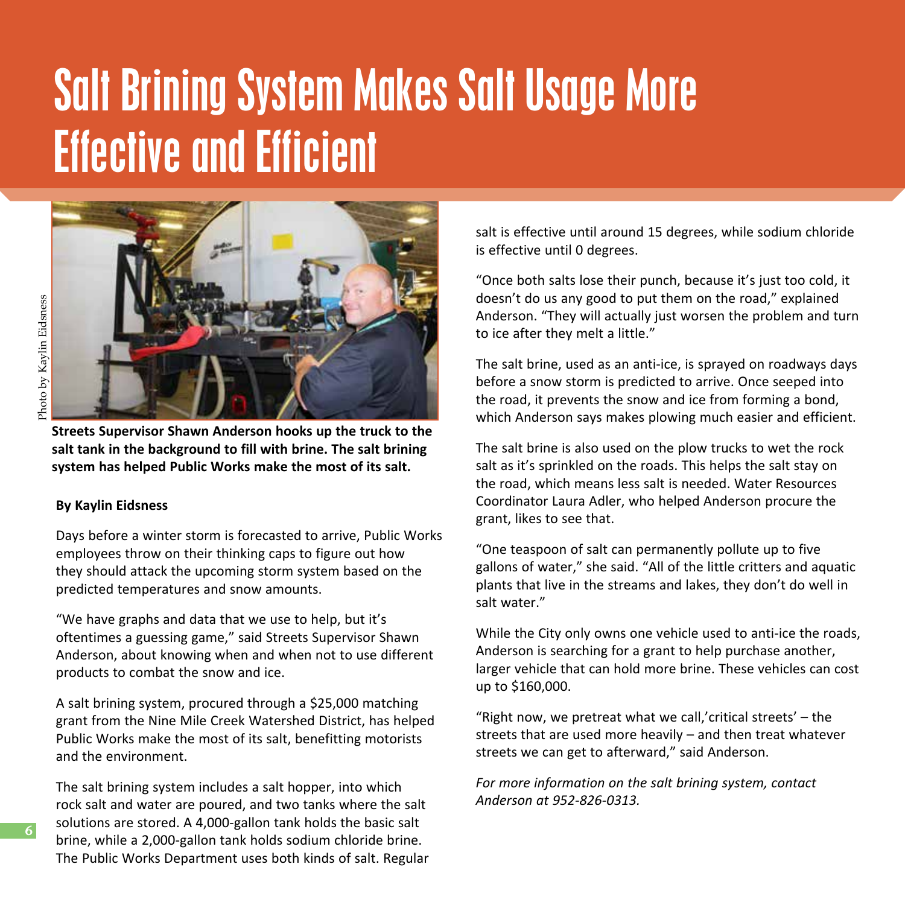# Salt Brining System Makes Salt Usage More Effective and Efficient

Photo by Kaylin Eidsness

**Streets Supervisor Shawn Anderson hooks up the truck to the salt tank in the background to fill with brine. The salt brining system has helped Public Works make the most of its salt.**

**By Kaylin Eidsness**

Days before a winter storm is forecasted to arrive, Public Works employees throw on their thinking caps to figure out how they should attack the upcoming storm system based on the predicted temperatures and snow amounts.

"We have graphs and data that we use to help, but it's oftentimes a guessing game," said Streets Supervisor Shawn Anderson, about knowing when and when not to use different products to combat the snow and ice.

A salt brining system, procured through a $25,000 matching grant from the Nine Mile Creek Watershed District, has helped Public Works make the most of its salt, benefitting motorists and the environment.

The salt brining system includes a salt hopper, into which rock salt and water are poured, and two tanks where the salt solutions are stored. A 4,000-gallon tank holds the basic salt brine, while a 2,000-gallon tank holds sodium chloride brine. The Public Works Department uses both kinds of salt. Regular salt is effective until around 15 degrees, while sodium chloride is effective until 0 degrees.

"Once both salts lose their punch, because it's just too cold, it doesn't do us any good to put them on the road," explained Anderson. "They will actually just worsen the problem and turn to ice after they melt a little."

The salt brine, used as an anti-ice, is sprayed on roadways days before a snow storm is predicted to arrive. Once seeped into the road, it prevents the snow and ice from forming a bond, which Anderson says makes plowing much easier and efficient.

The salt brine is also used on the plow trucks to wet the rock salt as it's sprinkled on the roads. This helps the salt stay on the road, which means less salt is needed. Water Resources Coordinator Laura Adler, who helped Anderson procure the grant, likes to see that.

"One teaspoon of salt can permanently pollute up to five gallons of water," she said. "All of the little critters and aquatic plants that live in the streams and lakes, they don't do well in salt water."

While the City only owns one vehicle used to anti-ice the roads, Anderson is searching for a grant to help purchase another, larger vehicle that can hold more brine. These vehicles can cost up to $160,000.

"Right now, we pretreat what we call,'critical streets' – the streets that are used more heavily – and then treat whatever streets we can get to afterward," said Anderson.

*For more information on the salt brining system, contact Anderson at 952-826-0313.*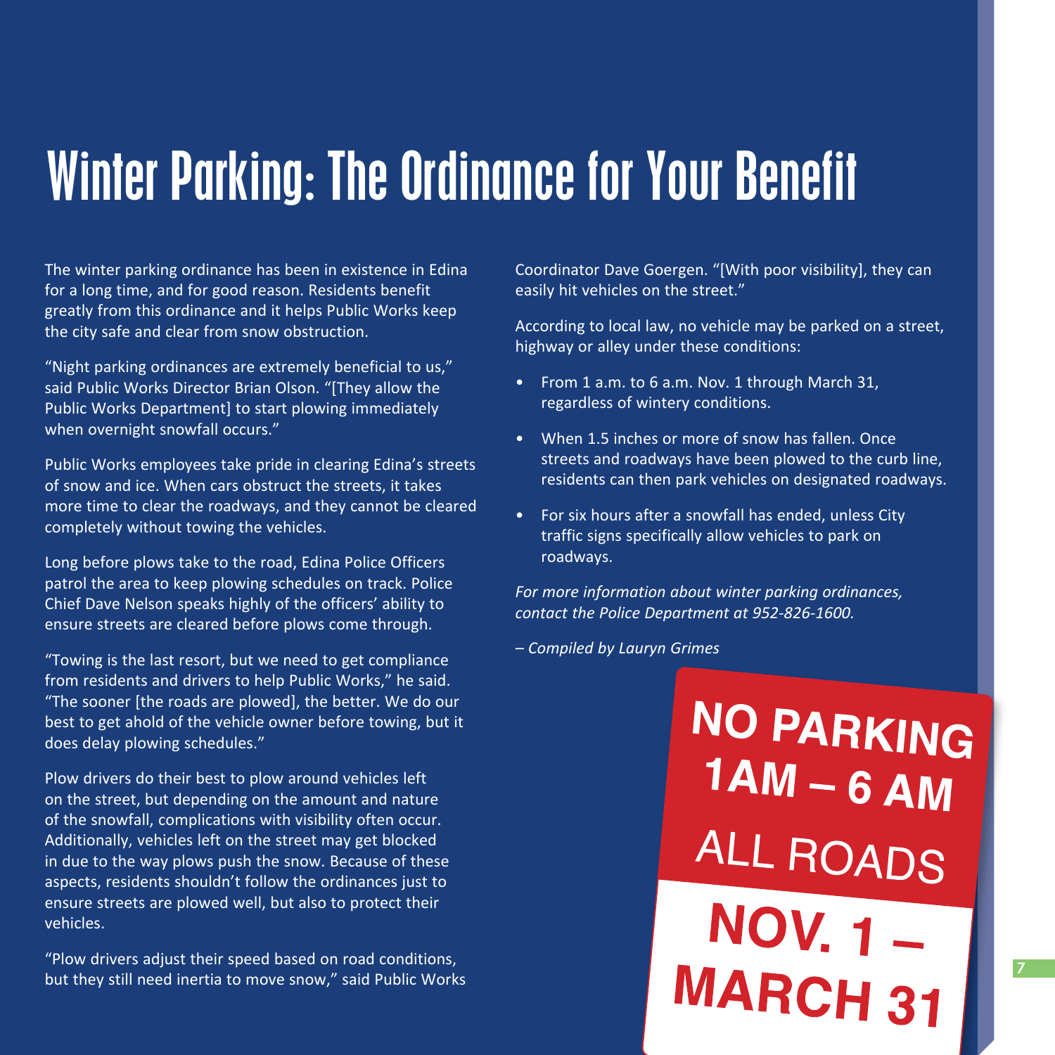# Winter Parking: The Ordinance for Your Benefit

The winter parking ordinance has been in existence in Edina for a long time, and for good reason. Residents benefit greatly from this ordinance and it helps Public Works keep the city safe and clear from snow obstruction.

"Night parking ordinances are extremely beneficial to us," said Public Works Director Brian Olson. "[They allow the Public Works Department] to start plowing immediately when overnight snowfall occurs."

Public Works employees take pride in clearing Edina's streets of snow and ice. When cars obstruct the streets, it takes more time to clear the roadways, and they cannot be cleared completely without towing the vehicles.

Long before plows take to the road, Edina Police Officers patrol the area to keep plowing schedules on track. Police Chief Dave Nelson speaks highly of the officers' ability to ensure streets are cleared before plows come through.

"Towing is the last resort, but we need to get compliance from residents and drivers to help Public Works," he said. "The sooner [the roads are plowed], the better. We do our best to get ahold of the vehicle owner before towing, but it does delay plowing schedules."

Plow drivers do their best to plow around vehicles left on the street, but depending on the amount and nature of the snowfall, complications with visibility often occur. Additionally, vehicles left on the street may get blocked in due to the way plows push the snow. Because of these aspects, residents shouldn't follow the ordinances just to ensure streets are plowed well, but also to protect their vehicles.

"Plow drivers adjust their speed based on road conditions, but they still need inertia to move snow," said Public Works Coordinator Dave Goergen. "[With poor visibility], they can easily hit vehicles on the street."

According to local law, no vehicle may be parked on a street, highway or alley under these conditions:

- From 1 a.m. to 6 a.m. Nov. 1 through March 31, regardless of wintery conditions.
- When 1.5 inches or more of snow has fallen. Once streets and roadways have been plowed to the curb line, residents can then park vehicles on designated roadways.
- For six hours after a snowfall has ended, unless City traffic signs specifically allow vehicles to park on roadways.

*For more information about winter parking ordinances, contact the Police Department at 952-826-1600.*

*– Compiled by Lauryn Grimes*

**NO PARKING 1AM – 6 AM**
ALL ROADS
**NOV. 1 – MARCH 31**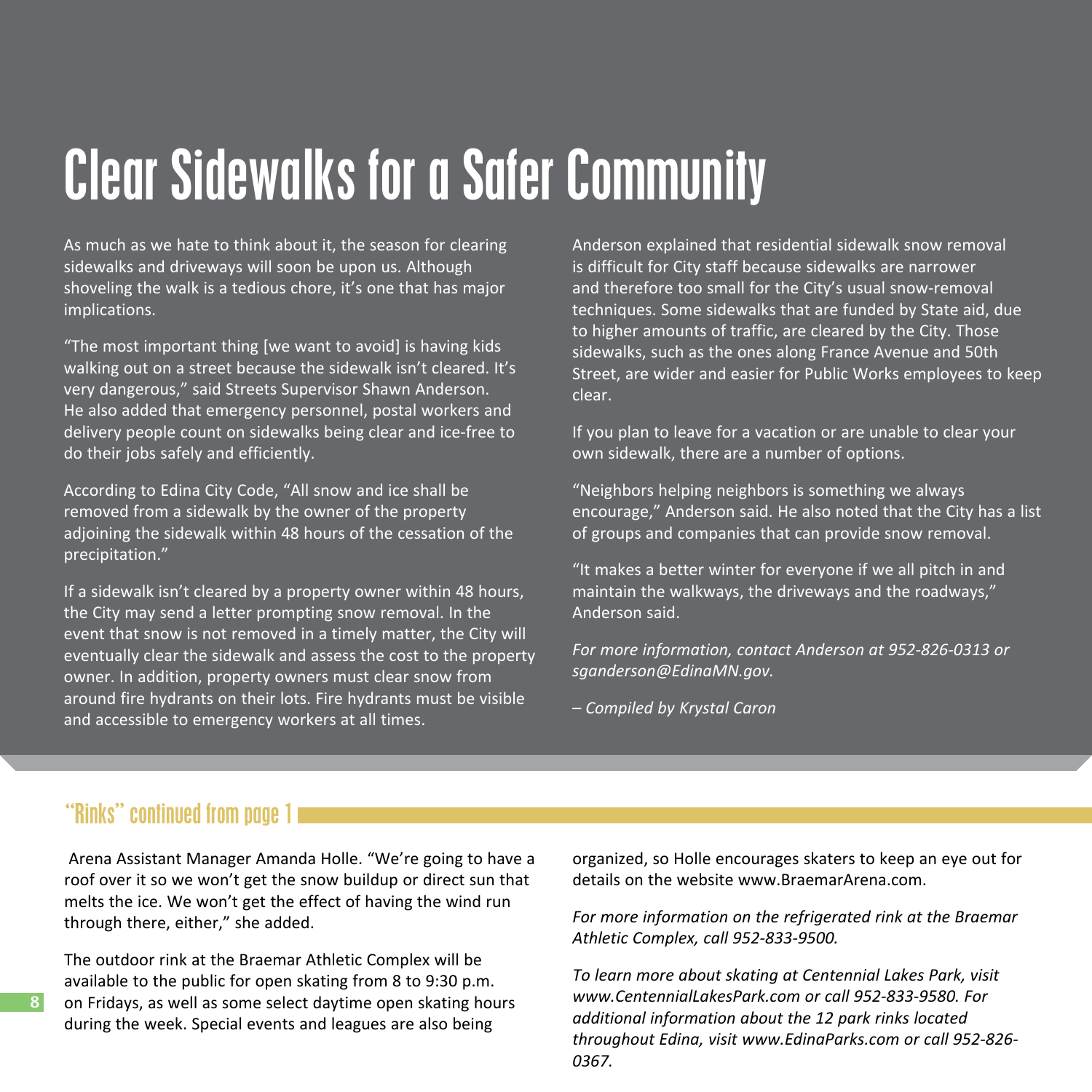# Clear Sidewalks for a Safer Community

As much as we hate to think about it, the season for clearing sidewalks and driveways will soon be upon us. Although shoveling the walk is a tedious chore, it's one that has major implications.

"The most important thing [we want to avoid] is having kids walking out on a street because the sidewalk isn't cleared. It's very dangerous," said Streets Supervisor Shawn Anderson. He also added that emergency personnel, postal workers and delivery people count on sidewalks being clear and ice-free to do their jobs safely and efficiently.

According to Edina City Code, "All snow and ice shall be removed from a sidewalk by the owner of the property adjoining the sidewalk within 48 hours of the cessation of the precipitation."

If a sidewalk isn't cleared by a property owner within 48 hours, the City may send a letter prompting snow removal. In the event that snow is not removed in a timely matter, the City will eventually clear the sidewalk and assess the cost to the property owner. In addition, property owners must clear snow from around fire hydrants on their lots. Fire hydrants must be visible and accessible to emergency workers at all times.

Anderson explained that residential sidewalk snow removal is difficult for City staff because sidewalks are narrower and therefore too small for the City's usual snow-removal techniques. Some sidewalks that are funded by State aid, due to higher amounts of traffic, are cleared by the City. Those sidewalks, such as the ones along France Avenue and 50th Street, are wider and easier for Public Works employees to keep clear.

If you plan to leave for a vacation or are unable to clear your own sidewalk, there are a number of options.

"Neighbors helping neighbors is something we always encourage," Anderson said. He also noted that the City has a list of groups and companies that can provide snow removal.

"It makes a better winter for everyone if we all pitch in and maintain the walkways, the driveways and the roadways," Anderson said.

*For more information, contact Anderson at 952-826-0313 or sganderson@EdinaMN.gov.*

*– Compiled by Krystal Caron*

## "Rinks" continued from page 1

Arena Assistant Manager Amanda Holle. "We're going to have a roof over it so we won't get the snow buildup or direct sun that melts the ice. We won't get the effect of having the wind run through there, either," she added.

The outdoor rink at the Braemar Athletic Complex will be available to the public for open skating from 8 to 9:30 p.m. on Fridays, as well as some select daytime open skating hours during the week. Special events and leagues are also being organized, so Holle encourages skaters to keep an eye out for details on the website www.BraemarArena.com.

*For more information on the refrigerated rink at the Braemar Athletic Complex, call 952-833-9500.*

*To learn more about skating at Centennial Lakes Park, visit www.CentennialLakesPark.com or call 952-833-9580. For additional information about the 12 park rinks located throughout Edina, visit www.EdinaParks.com or call 952-826-0367.*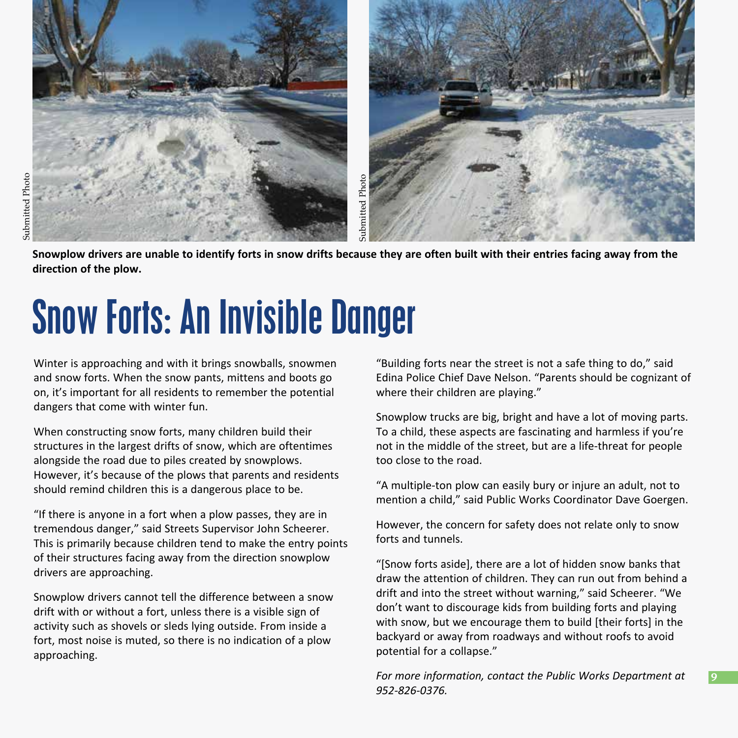Snowplow drivers are unable to identify forts in snow drifts because they are often built with their entries facing away from the direction of the plow.

# Snow Forts: An Invisible Danger

Winter is approaching and with it brings snowballs, snowmen and snow forts. When the snow pants, mittens and boots go on, it's important for all residents to remember the potential dangers that come with winter fun.

When constructing snow forts, many children build their structures in the largest drifts of snow, which are oftentimes alongside the road due to piles created by snowplows. However, it's because of the plows that parents and residents should remind children this is a dangerous place to be.

"If there is anyone in a fort when a plow passes, they are in tremendous danger," said Streets Supervisor John Scheerer. This is primarily because children tend to make the entry points of their structures facing away from the direction snowplow drivers are approaching.

Snowplow drivers cannot tell the difference between a snow drift with or without a fort, unless there is a visible sign of activity such as shovels or sleds lying outside. From inside a fort, most noise is muted, so there is no indication of a plow approaching.

"Building forts near the street is not a safe thing to do," said Edina Police Chief Dave Nelson. "Parents should be cognizant of where their children are playing."

Snowplow trucks are big, bright and have a lot of moving parts. To a child, these aspects are fascinating and harmless if you're not in the middle of the street, but are a life-threat for people too close to the road.

"A multiple-ton plow can easily bury or injure an adult, not to mention a child," said Public Works Coordinator Dave Goergen.

However, the concern for safety does not relate only to snow forts and tunnels.

"[Snow forts aside], there are a lot of hidden snow banks that draw the attention of children. They can run out from behind a drift and into the street without warning," said Scheerer. "We don't want to discourage kids from building forts and playing with snow, but we encourage them to build [their forts] in the backyard or away from roadways and without roofs to avoid potential for a collapse."

*For more information, contact the Public Works Department at 952-826-0376.*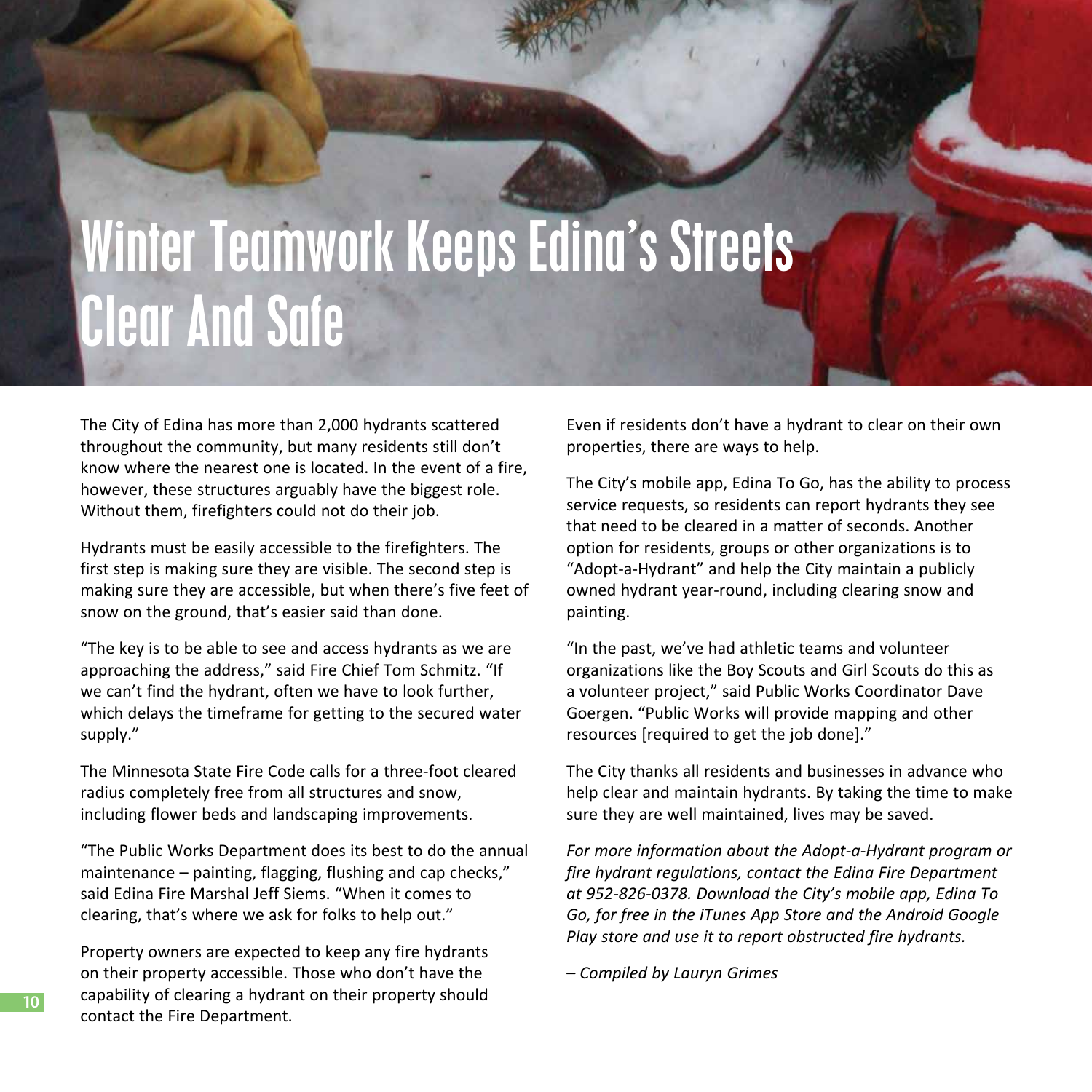# Winter Teamwork Keeps Edina's Streets Clear And Safe

The City of Edina has more than 2,000 hydrants scattered throughout the community, but many residents still don't know where the nearest one is located. In the event of a fire, however, these structures arguably have the biggest role. Without them, firefighters could not do their job.

Hydrants must be easily accessible to the firefighters. The first step is making sure they are visible. The second step is making sure they are accessible, but when there's five feet of snow on the ground, that's easier said than done.

"The key is to be able to see and access hydrants as we are approaching the address," said Fire Chief Tom Schmitz. "If we can't find the hydrant, often we have to look further, which delays the timeframe for getting to the secured water supply."

The Minnesota State Fire Code calls for a three-foot cleared radius completely free from all structures and snow, including flower beds and landscaping improvements.

"The Public Works Department does its best to do the annual maintenance – painting, flagging, flushing and cap checks," said Edina Fire Marshal Jeff Siems. "When it comes to clearing, that's where we ask for folks to help out."

Property owners are expected to keep any fire hydrants on their property accessible. Those who don't have the capability of clearing a hydrant on their property should contact the Fire Department.

Even if residents don't have a hydrant to clear on their own properties, there are ways to help.

The City's mobile app, Edina To Go, has the ability to process service requests, so residents can report hydrants they see that need to be cleared in a matter of seconds. Another option for residents, groups or other organizations is to "Adopt-a-Hydrant" and help the City maintain a publicly owned hydrant year-round, including clearing snow and painting.

"In the past, we've had athletic teams and volunteer organizations like the Boy Scouts and Girl Scouts do this as a volunteer project," said Public Works Coordinator Dave Goergen. "Public Works will provide mapping and other resources [required to get the job done]."

The City thanks all residents and businesses in advance who help clear and maintain hydrants. By taking the time to make sure they are well maintained, lives may be saved.

*For more information about the Adopt-a-Hydrant program or fire hydrant regulations, contact the Edina Fire Department at 952-826-0378. Download the City's mobile app, Edina To Go, for free in the iTunes App Store and the Android Google Play store and use it to report obstructed fire hydrants.*

*– Compiled by Lauryn Grimes*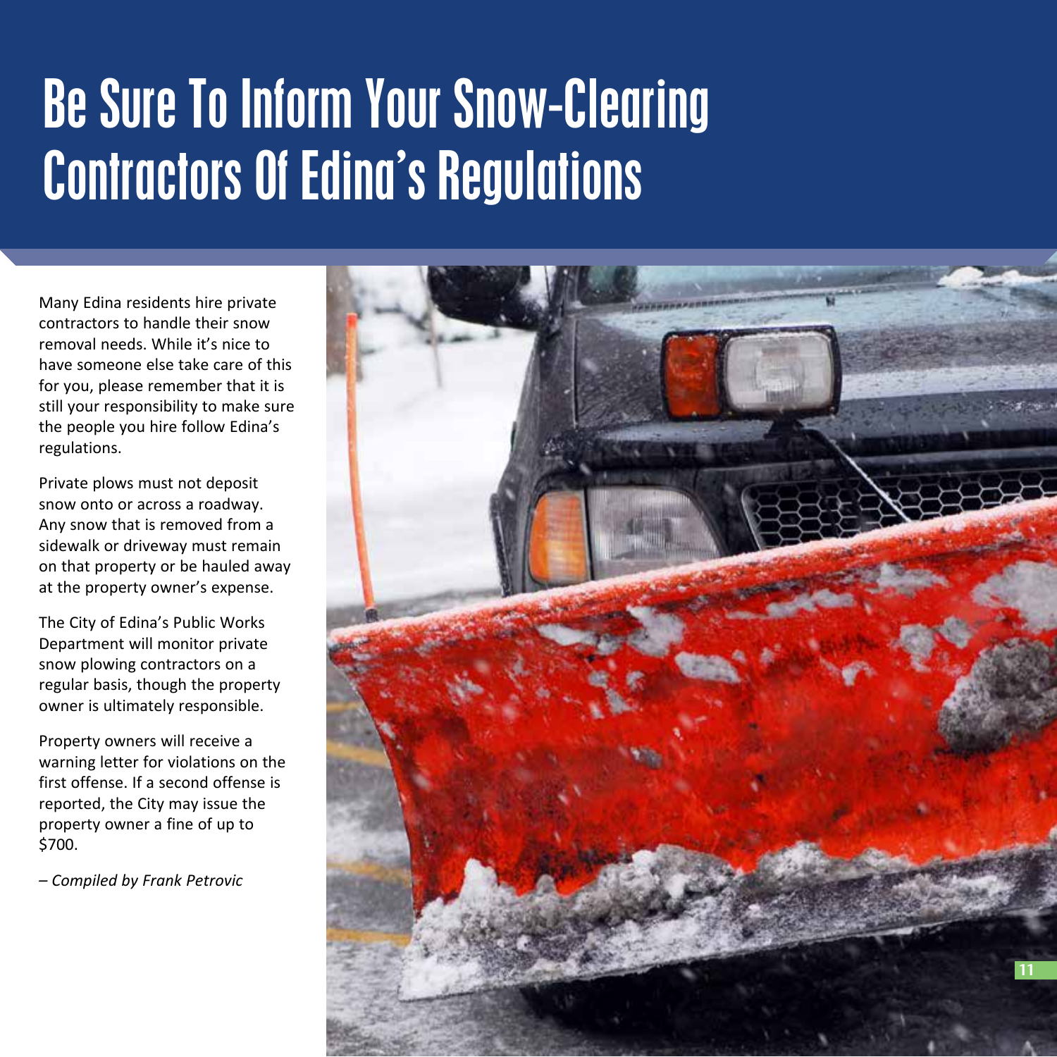# Be Sure To Inform Your Snow-Clearing Contractors Of Edina's Regulations

Many Edina residents hire private contractors to handle their snow removal needs. While it's nice to have someone else take care of this for you, please remember that it is still your responsibility to make sure the people you hire follow Edina's regulations.

Private plows must not deposit snow onto or across a roadway. Any snow that is removed from a sidewalk or driveway must remain on that property or be hauled away at the property owner's expense.

The City of Edina's Public Works Department will monitor private snow plowing contractors on a regular basis, though the property owner is ultimately responsible.

Property owners will receive a warning letter for violations on the first offense. If a second offense is reported, the City may issue the property owner a fine of up to $700.

*– Compiled by Frank Petrovic*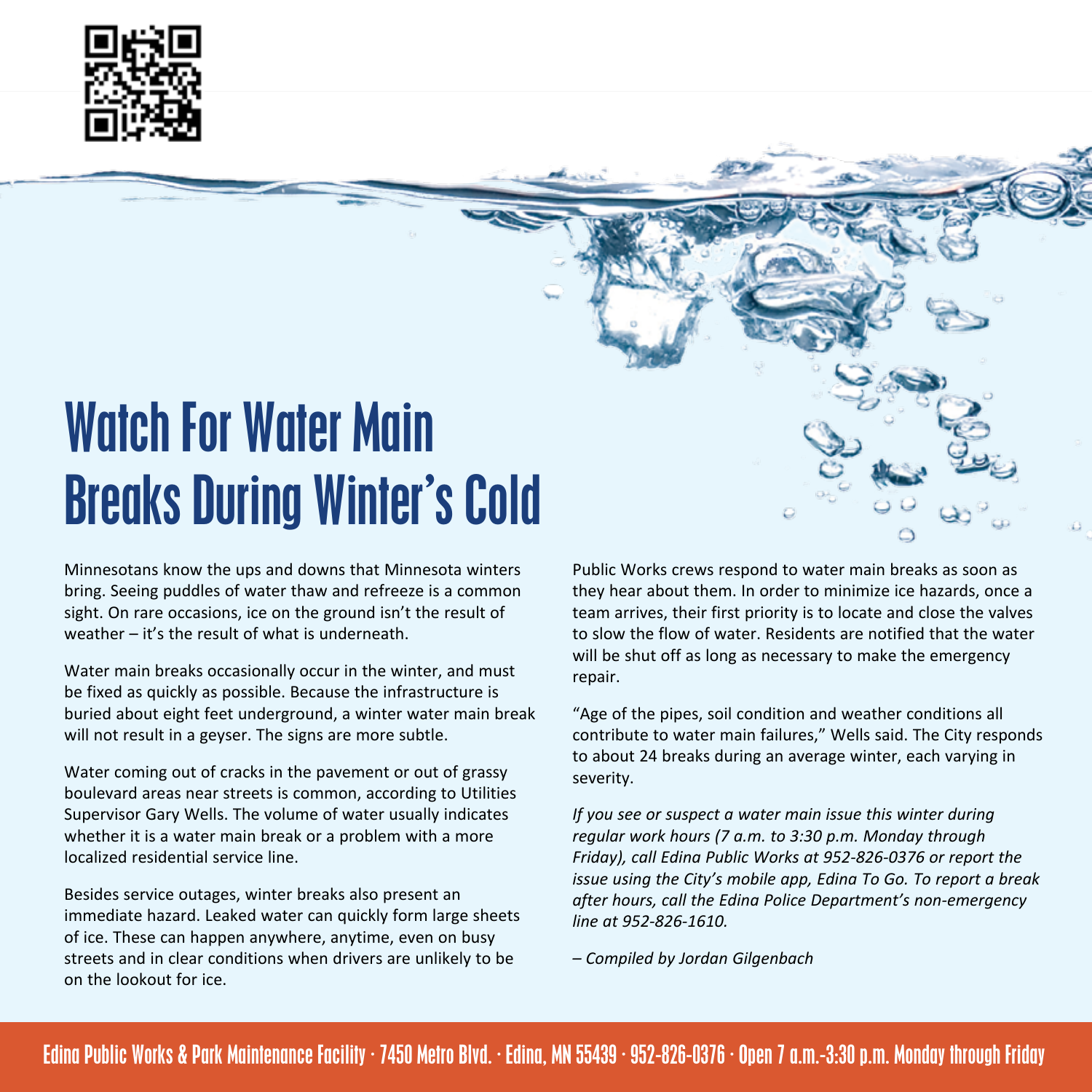# Watch For Water Main Breaks During Winter's Cold

Minnesotans know the ups and downs that Minnesota winters bring. Seeing puddles of water thaw and refreeze is a common sight. On rare occasions, ice on the ground isn't the result of weather – it's the result of what is underneath.

Water main breaks occasionally occur in the winter, and must be fixed as quickly as possible. Because the infrastructure is buried about eight feet underground, a winter water main break will not result in a geyser. The signs are more subtle.

Water coming out of cracks in the pavement or out of grassy boulevard areas near streets is common, according to Utilities Supervisor Gary Wells. The volume of water usually indicates whether it is a water main break or a problem with a more localized residential service line.

Besides service outages, winter breaks also present an immediate hazard. Leaked water can quickly form large sheets of ice. These can happen anywhere, anytime, even on busy streets and in clear conditions when drivers are unlikely to be on the lookout for ice.

Public Works crews respond to water main breaks as soon as they hear about them. In order to minimize ice hazards, once a team arrives, their first priority is to locate and close the valves to slow the flow of water. Residents are notified that the water will be shut off as long as necessary to make the emergency repair.

"Age of the pipes, soil condition and weather conditions all contribute to water main failures," Wells said. The City responds to about 24 breaks during an average winter, each varying in severity.

*If you see or suspect a water main issue this winter during regular work hours (7 a.m. to 3:30 p.m. Monday through Friday), call Edina Public Works at 952-826-0376 or report the issue using the City's mobile app, Edina To Go. To report a break after hours, call the Edina Police Department's non-emergency line at 952-826-1610.*

*– Compiled by Jordan Gilgenbach*

**Edina Public Works & Park Maintenance Facility · 7450 Metro Blvd. · Edina, MN 55439 · 952-826-0376 · Open 7 a.m.-3:30 p.m. Monday through Friday**